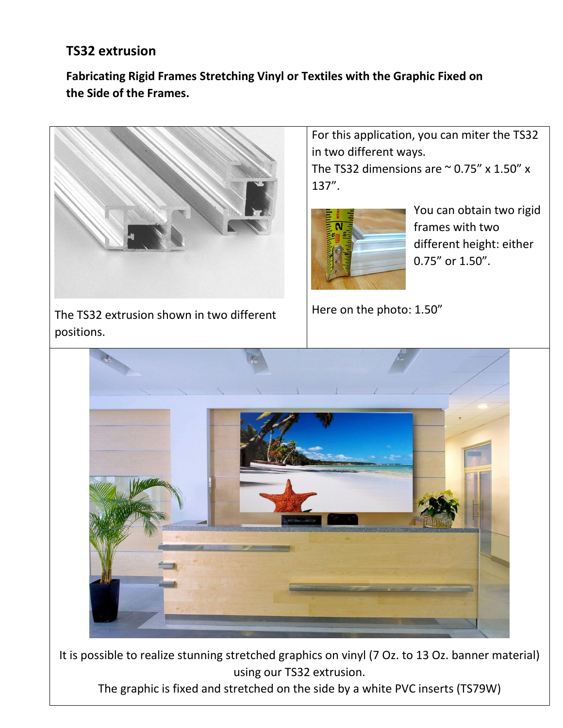# TS32 extrusion

**Fabricating Rigid Frames Stretching Vinyl or Textiles with the Graphic Fixed on the Side of the Frames.**

The TS32 extrusion shown in two different positions.

For this application, you can miter the TS32 in two different ways.

The TS32 dimensions are ~ 0.75" x 1.50" x 137".

You can obtain two rigid frames with two different height: either 0.75" or 1.50".

Here on the photo: 1.50"

It is possible to realize stunning stretched graphics on vinyl (7 Oz. to 13 Oz. banner material) using our TS32 extrusion.

The graphic is fixed and stretched on the side by a white PVC inserts (TS79W)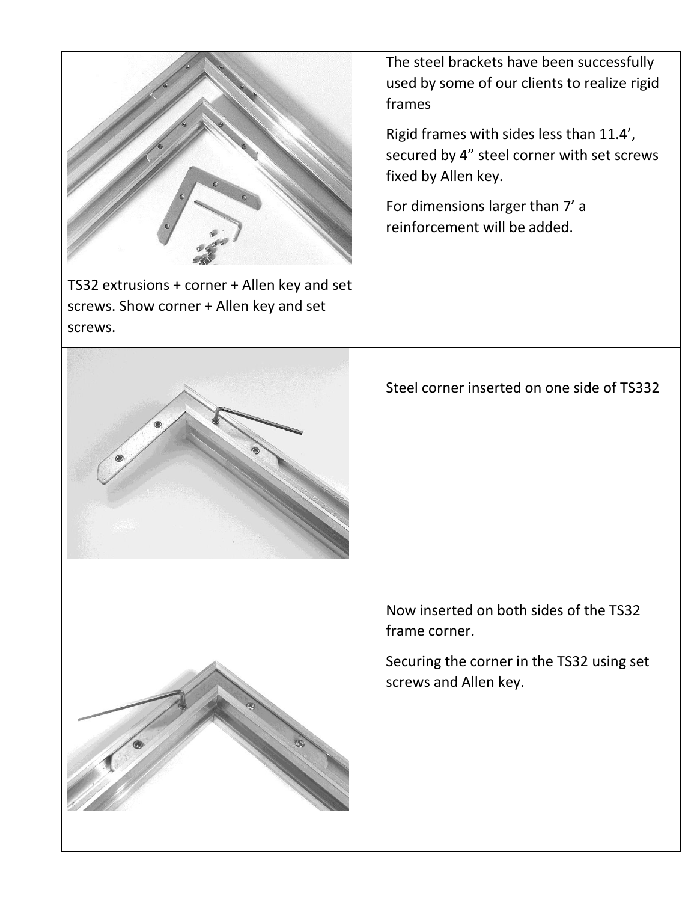| | |
|---|---|
| TS32 extrusions + corner + Allen key and set screws. Show corner + Allen key and set screws. | The steel brackets have been successfully used by some of our clients to realize rigid frames<br><br>Rigid frames with sides less than 11.4’, secured by 4” steel corner with set screws fixed by Allen key.<br><br>For dimensions larger than 7’ a reinforcement will be added. |
| | Steel corner inserted on one side of TS332 |
| | Now inserted on both sides of the TS32 frame corner.<br><br>Securing the corner in the TS32 using set screws and Allen key. |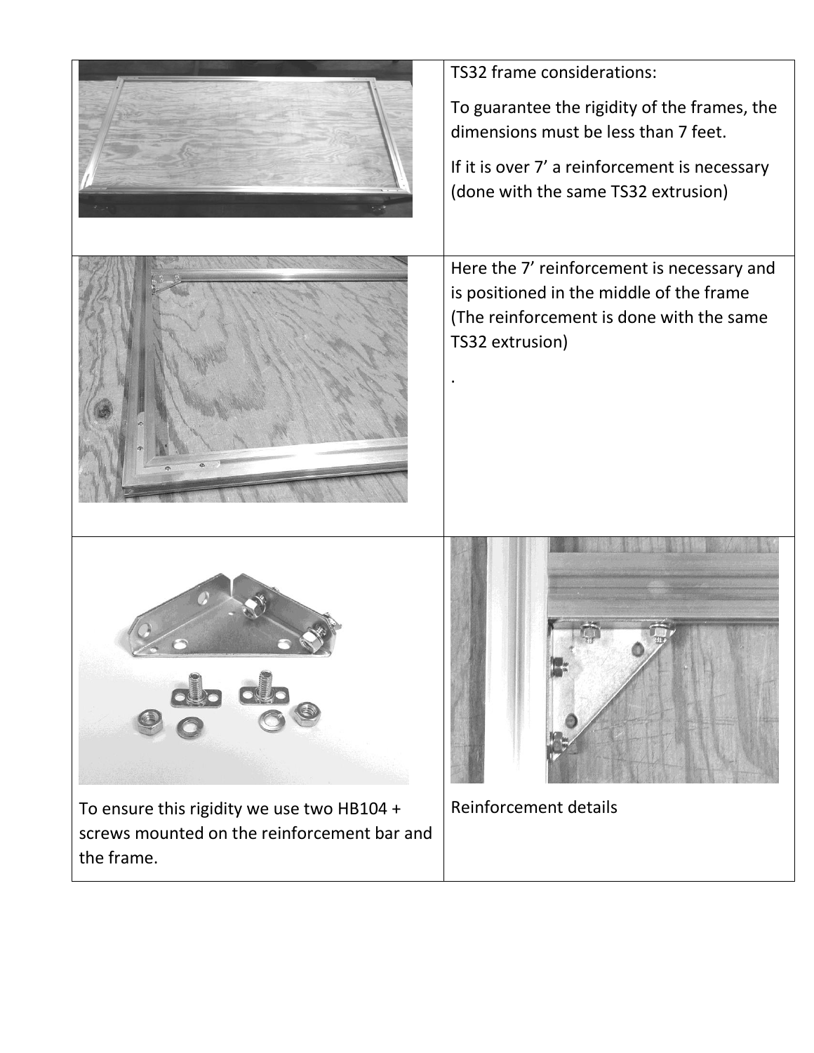| | |
|---|---|
| | TS32 frame considerations:<br><br>To guarantee the rigidity of the frames, the dimensions must be less than 7 feet.<br><br>If it is over 7' a reinforcement is necessary (done with the same TS32 extrusion) |
| | Here the 7' reinforcement is necessary and is positioned in the middle of the frame (The reinforcement is done with the same TS32 extrusion)<br><br>. |
| To ensure this rigidity we use two HB104 + screws mounted on the reinforcement bar and the frame. | Reinforcement details |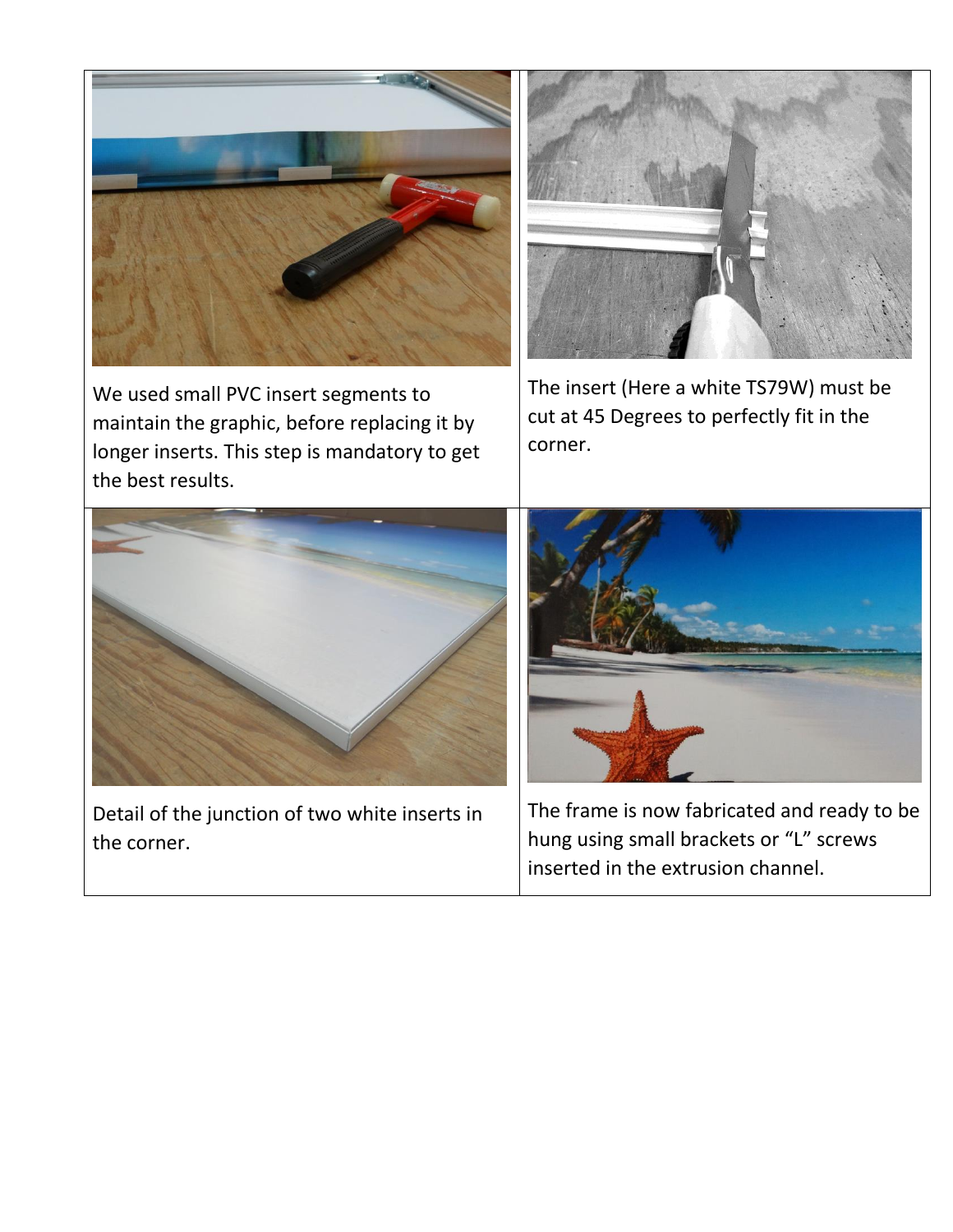We used small PVC insert segments to maintain the graphic, before replacing it by longer inserts. This step is mandatory to get the best results.

The insert (Here a white TS79W) must be cut at 45 Degrees to perfectly fit in the corner.

Detail of the junction of two white inserts in the corner.

The frame is now fabricated and ready to be hung using small brackets or "L" screws inserted in the extrusion channel.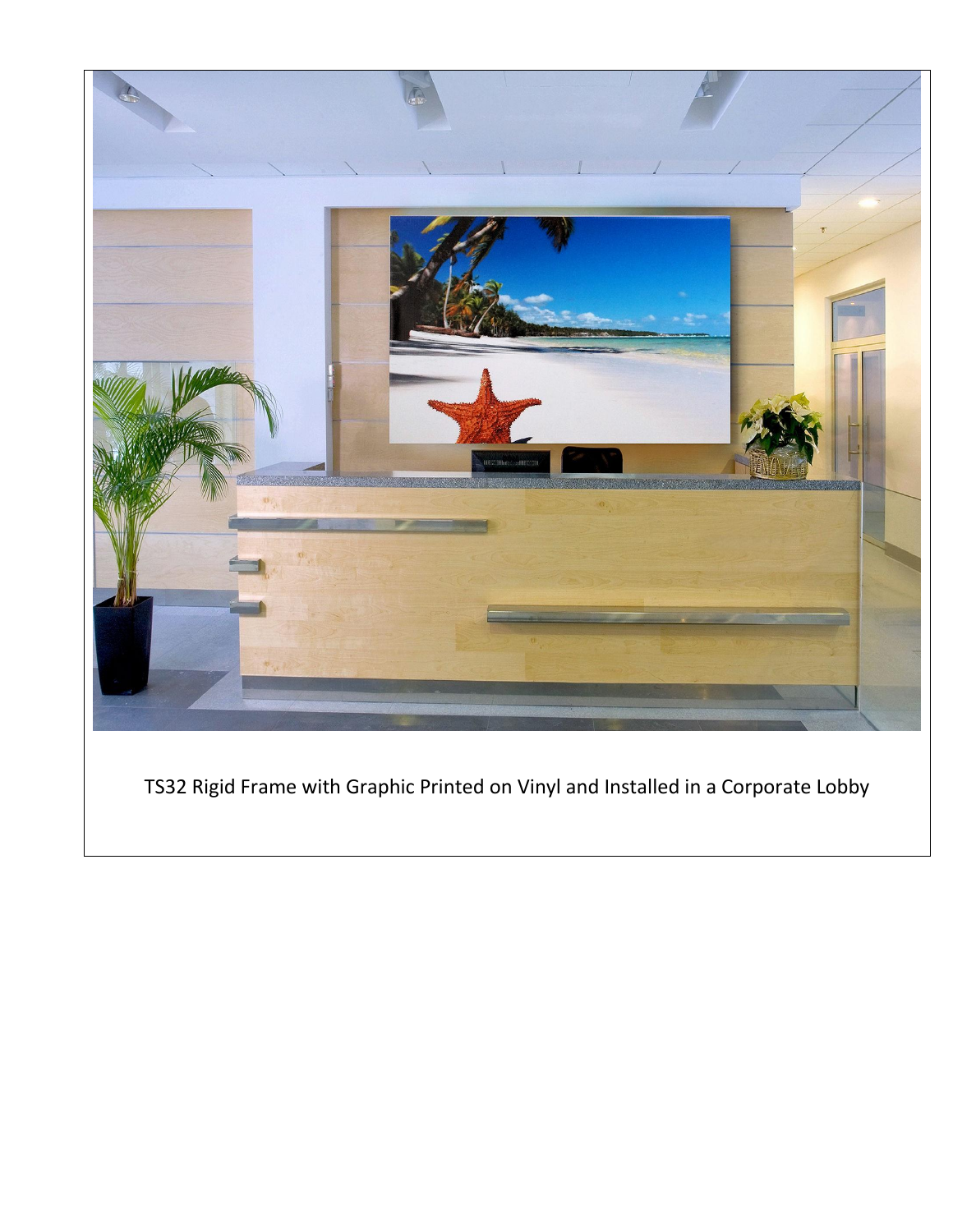TS32 Rigid Frame with Graphic Printed on Vinyl and Installed in a Corporate Lobby